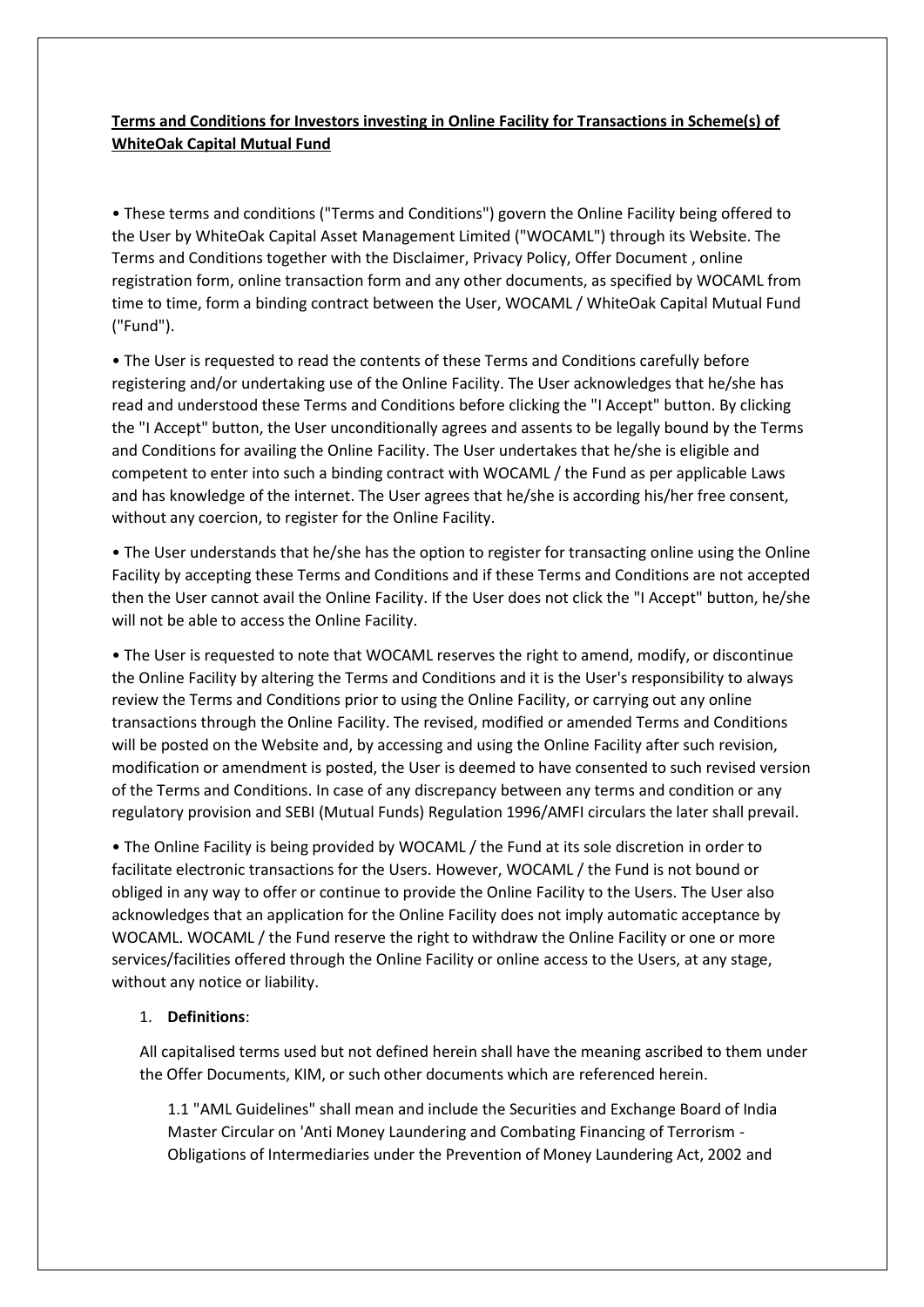**Terms and Conditions for Investors investing in Online Facility for Transactions in Scheme(s) of WhiteOak Capital Mutual Fund**

- These terms and conditions ("Terms and Conditions") govern the Online Facility being offered to the User by WhiteOak Capital Asset Management Limited ("WOCAML") through its Website. The Terms and Conditions together with the Disclaimer, Privacy Policy, Offer Document , online registration form, online transaction form and any other documents, as specified by WOCAML from time to time, form a binding contract between the User, WOCAML / WhiteOak Capital Mutual Fund ("Fund").

- The User is requested to read the contents of these Terms and Conditions carefully before registering and/or undertaking use of the Online Facility. The User acknowledges that he/she has read and understood these Terms and Conditions before clicking the "I Accept" button. By clicking the "I Accept" button, the User unconditionally agrees and assents to be legally bound by the Terms and Conditions for availing the Online Facility. The User undertakes that he/she is eligible and competent to enter into such a binding contract with WOCAML / the Fund as per applicable Laws and has knowledge of the internet. The User agrees that he/she is according his/her free consent, without any coercion, to register for the Online Facility.

- The User understands that he/she has the option to register for transacting online using the Online Facility by accepting these Terms and Conditions and if these Terms and Conditions are not accepted then the User cannot avail the Online Facility. If the User does not click the "I Accept" button, he/she will not be able to access the Online Facility.

- The User is requested to note that WOCAML reserves the right to amend, modify, or discontinue the Online Facility by altering the Terms and Conditions and it is the User's responsibility to always review the Terms and Conditions prior to using the Online Facility, or carrying out any online transactions through the Online Facility. The revised, modified or amended Terms and Conditions will be posted on the Website and, by accessing and using the Online Facility after such revision, modification or amendment is posted, the User is deemed to have consented to such revised version of the Terms and Conditions. In case of any discrepancy between any terms and condition or any regulatory provision and SEBI (Mutual Funds) Regulation 1996/AMFI circulars the later shall prevail.

- The Online Facility is being provided by WOCAML / the Fund at its sole discretion in order to facilitate electronic transactions for the Users. However, WOCAML / the Fund is not bound or obliged in any way to offer or continue to provide the Online Facility to the Users. The User also acknowledges that an application for the Online Facility does not imply automatic acceptance by WOCAML. WOCAML / the Fund reserve the right to withdraw the Online Facility or one or more services/facilities offered through the Online Facility or online access to the Users, at any stage, without any notice or liability.

1. **Definitions**:

   All capitalised terms used but not defined herein shall have the meaning ascribed to them under the Offer Documents, KIM, or such other documents which are referenced herein.

   1.1 "AML Guidelines" shall mean and include the Securities and Exchange Board of India Master Circular on 'Anti Money Laundering and Combating Financing of Terrorism - Obligations of Intermediaries under the Prevention of Money Laundering Act, 2002 and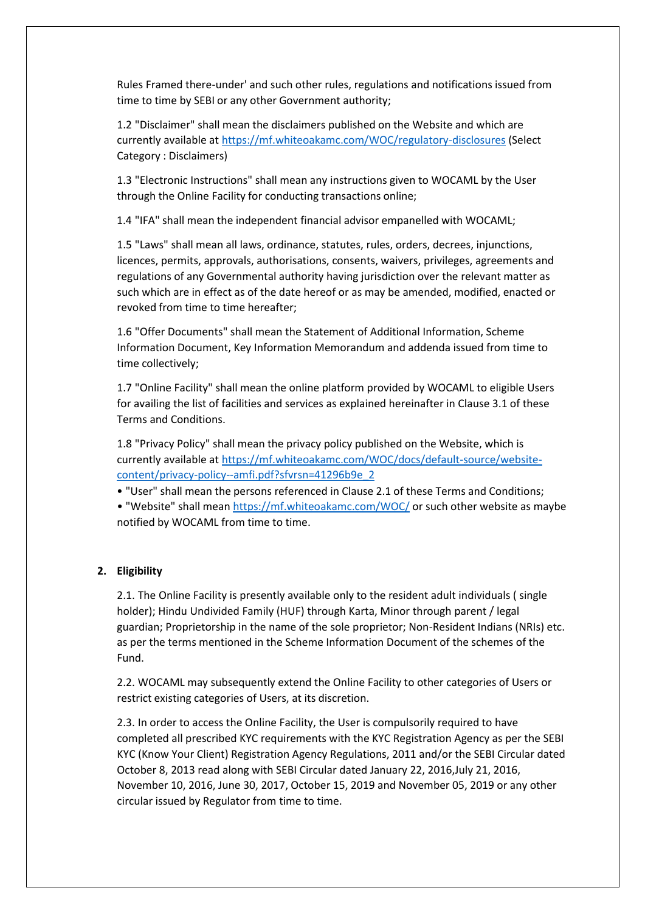Rules Framed there-under' and such other rules, regulations and notifications issued from time to time by SEBI or any other Government authority;

1.2 "Disclaimer" shall mean the disclaimers published on the Website and which are currently available at https://mf.whiteoakamc.com/WOC/regulatory-disclosures (Select Category : Disclaimers)

1.3 "Electronic Instructions" shall mean any instructions given to WOCAML by the User through the Online Facility for conducting transactions online;

1.4 "IFA" shall mean the independent financial advisor empanelled with WOCAML;

1.5 "Laws" shall mean all laws, ordinance, statutes, rules, orders, decrees, injunctions, licences, permits, approvals, authorisations, consents, waivers, privileges, agreements and regulations of any Governmental authority having jurisdiction over the relevant matter as such which are in effect as of the date hereof or as may be amended, modified, enacted or revoked from time to time hereafter;

1.6 "Offer Documents" shall mean the Statement of Additional Information, Scheme Information Document, Key Information Memorandum and addenda issued from time to time collectively;

1.7 "Online Facility" shall mean the online platform provided by WOCAML to eligible Users for availing the list of facilities and services as explained hereinafter in Clause 3.1 of these Terms and Conditions.

1.8 "Privacy Policy" shall mean the privacy policy published on the Website, which is currently available at https://mf.whiteoakamc.com/WOC/docs/default-source/website-content/privacy-policy--amfi.pdf?sfvrsn=41296b9e_2

- "User" shall mean the persons referenced in Clause 2.1 of these Terms and Conditions;
- "Website" shall mean https://mf.whiteoakamc.com/WOC/ or such other website as maybe notified by WOCAML from time to time.

**2. Eligibility**

2.1. The Online Facility is presently available only to the resident adult individuals ( single holder); Hindu Undivided Family (HUF) through Karta, Minor through parent / legal guardian; Proprietorship in the name of the sole proprietor; Non-Resident Indians (NRIs) etc. as per the terms mentioned in the Scheme Information Document of the schemes of the Fund.

2.2. WOCAML may subsequently extend the Online Facility to other categories of Users or restrict existing categories of Users, at its discretion.

2.3. In order to access the Online Facility, the User is compulsorily required to have completed all prescribed KYC requirements with the KYC Registration Agency as per the SEBI KYC (Know Your Client) Registration Agency Regulations, 2011 and/or the SEBI Circular dated October 8, 2013 read along with SEBI Circular dated January 22, 2016,July 21, 2016, November 10, 2016, June 30, 2017, October 15, 2019 and November 05, 2019 or any other circular issued by Regulator from time to time.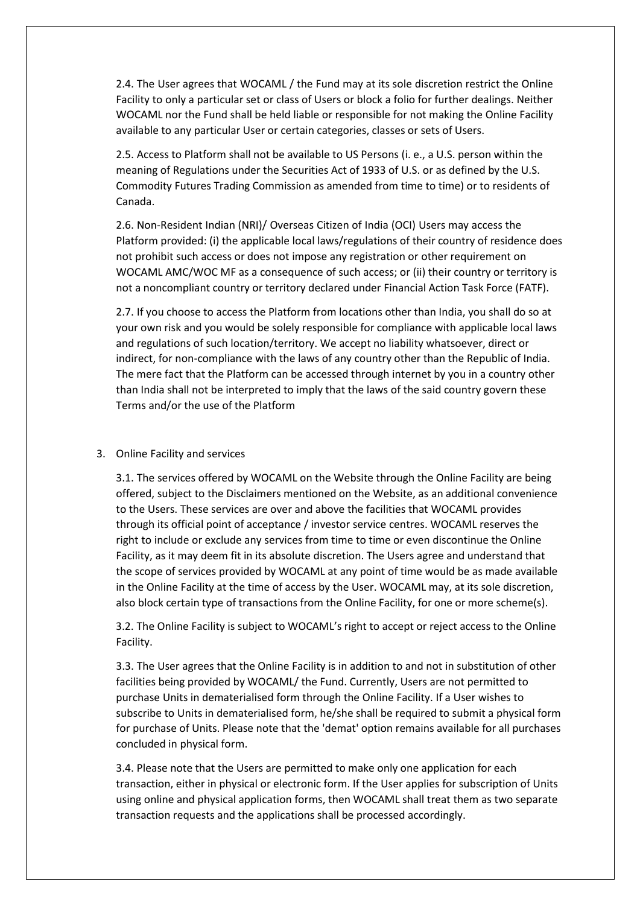2.4. The User agrees that WOCAML / the Fund may at its sole discretion restrict the Online Facility to only a particular set or class of Users or block a folio for further dealings. Neither WOCAML nor the Fund shall be held liable or responsible for not making the Online Facility available to any particular User or certain categories, classes or sets of Users.

2.5. Access to Platform shall not be available to US Persons (i. e., a U.S. person within the meaning of Regulations under the Securities Act of 1933 of U.S. or as defined by the U.S. Commodity Futures Trading Commission as amended from time to time) or to residents of Canada.

2.6. Non-Resident Indian (NRI)/ Overseas Citizen of India (OCI) Users may access the Platform provided: (i) the applicable local laws/regulations of their country of residence does not prohibit such access or does not impose any registration or other requirement on WOCAML AMC/WOC MF as a consequence of such access; or (ii) their country or territory is not a noncompliant country or territory declared under Financial Action Task Force (FATF).

2.7. If you choose to access the Platform from locations other than India, you shall do so at your own risk and you would be solely responsible for compliance with applicable local laws and regulations of such location/territory. We accept no liability whatsoever, direct or indirect, for non-compliance with the laws of any country other than the Republic of India. The mere fact that the Platform can be accessed through internet by you in a country other than India shall not be interpreted to imply that the laws of the said country govern these Terms and/or the use of the Platform

3. Online Facility and services

3.1. The services offered by WOCAML on the Website through the Online Facility are being offered, subject to the Disclaimers mentioned on the Website, as an additional convenience to the Users. These services are over and above the facilities that WOCAML provides through its official point of acceptance / investor service centres. WOCAML reserves the right to include or exclude any services from time to time or even discontinue the Online Facility, as it may deem fit in its absolute discretion. The Users agree and understand that the scope of services provided by WOCAML at any point of time would be as made available in the Online Facility at the time of access by the User. WOCAML may, at its sole discretion, also block certain type of transactions from the Online Facility, for one or more scheme(s).

3.2. The Online Facility is subject to WOCAML's right to accept or reject access to the Online Facility.

3.3. The User agrees that the Online Facility is in addition to and not in substitution of other facilities being provided by WOCAML/ the Fund. Currently, Users are not permitted to purchase Units in dematerialised form through the Online Facility. If a User wishes to subscribe to Units in dematerialised form, he/she shall be required to submit a physical form for purchase of Units. Please note that the 'demat' option remains available for all purchases concluded in physical form.

3.4. Please note that the Users are permitted to make only one application for each transaction, either in physical or electronic form. If the User applies for subscription of Units using online and physical application forms, then WOCAML shall treat them as two separate transaction requests and the applications shall be processed accordingly.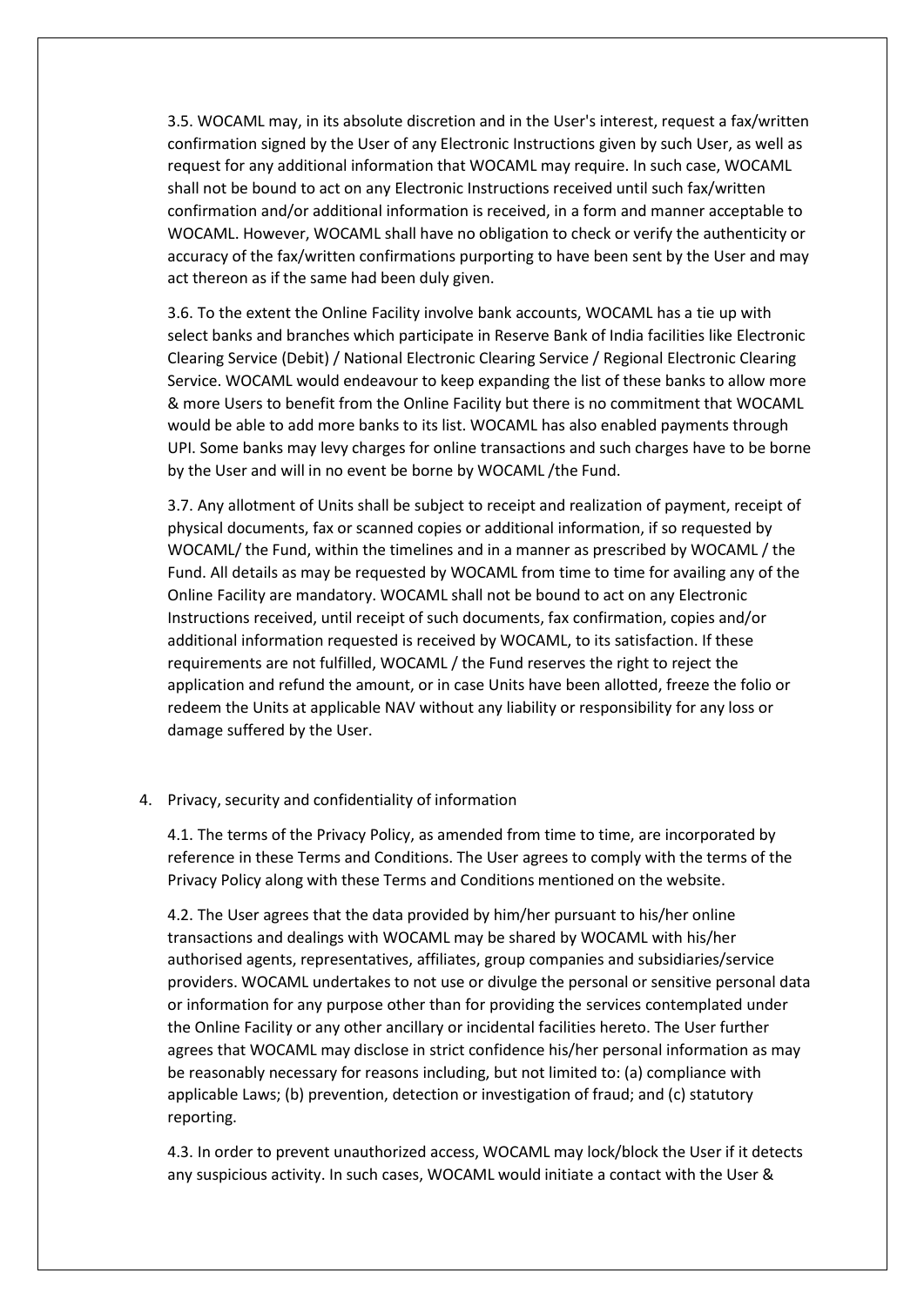3.5. WOCAML may, in its absolute discretion and in the User's interest, request a fax/written confirmation signed by the User of any Electronic Instructions given by such User, as well as request for any additional information that WOCAML may require. In such case, WOCAML shall not be bound to act on any Electronic Instructions received until such fax/written confirmation and/or additional information is received, in a form and manner acceptable to WOCAML. However, WOCAML shall have no obligation to check or verify the authenticity or accuracy of the fax/written confirmations purporting to have been sent by the User and may act thereon as if the same had been duly given.

3.6. To the extent the Online Facility involve bank accounts, WOCAML has a tie up with select banks and branches which participate in Reserve Bank of India facilities like Electronic Clearing Service (Debit) / National Electronic Clearing Service / Regional Electronic Clearing Service. WOCAML would endeavour to keep expanding the list of these banks to allow more & more Users to benefit from the Online Facility but there is no commitment that WOCAML would be able to add more banks to its list. WOCAML has also enabled payments through UPI. Some banks may levy charges for online transactions and such charges have to be borne by the User and will in no event be borne by WOCAML /the Fund.

3.7. Any allotment of Units shall be subject to receipt and realization of payment, receipt of physical documents, fax or scanned copies or additional information, if so requested by WOCAML/ the Fund, within the timelines and in a manner as prescribed by WOCAML / the Fund. All details as may be requested by WOCAML from time to time for availing any of the Online Facility are mandatory. WOCAML shall not be bound to act on any Electronic Instructions received, until receipt of such documents, fax confirmation, copies and/or additional information requested is received by WOCAML, to its satisfaction. If these requirements are not fulfilled, WOCAML / the Fund reserves the right to reject the application and refund the amount, or in case Units have been allotted, freeze the folio or redeem the Units at applicable NAV without any liability or responsibility for any loss or damage suffered by the User.

4. Privacy, security and confidentiality of information

4.1. The terms of the Privacy Policy, as amended from time to time, are incorporated by reference in these Terms and Conditions. The User agrees to comply with the terms of the Privacy Policy along with these Terms and Conditions mentioned on the website.

4.2. The User agrees that the data provided by him/her pursuant to his/her online transactions and dealings with WOCAML may be shared by WOCAML with his/her authorised agents, representatives, affiliates, group companies and subsidiaries/service providers. WOCAML undertakes to not use or divulge the personal or sensitive personal data or information for any purpose other than for providing the services contemplated under the Online Facility or any other ancillary or incidental facilities hereto. The User further agrees that WOCAML may disclose in strict confidence his/her personal information as may be reasonably necessary for reasons including, but not limited to: (a) compliance with applicable Laws; (b) prevention, detection or investigation of fraud; and (c) statutory reporting.

4.3. In order to prevent unauthorized access, WOCAML may lock/block the User if it detects any suspicious activity. In such cases, WOCAML would initiate a contact with the User &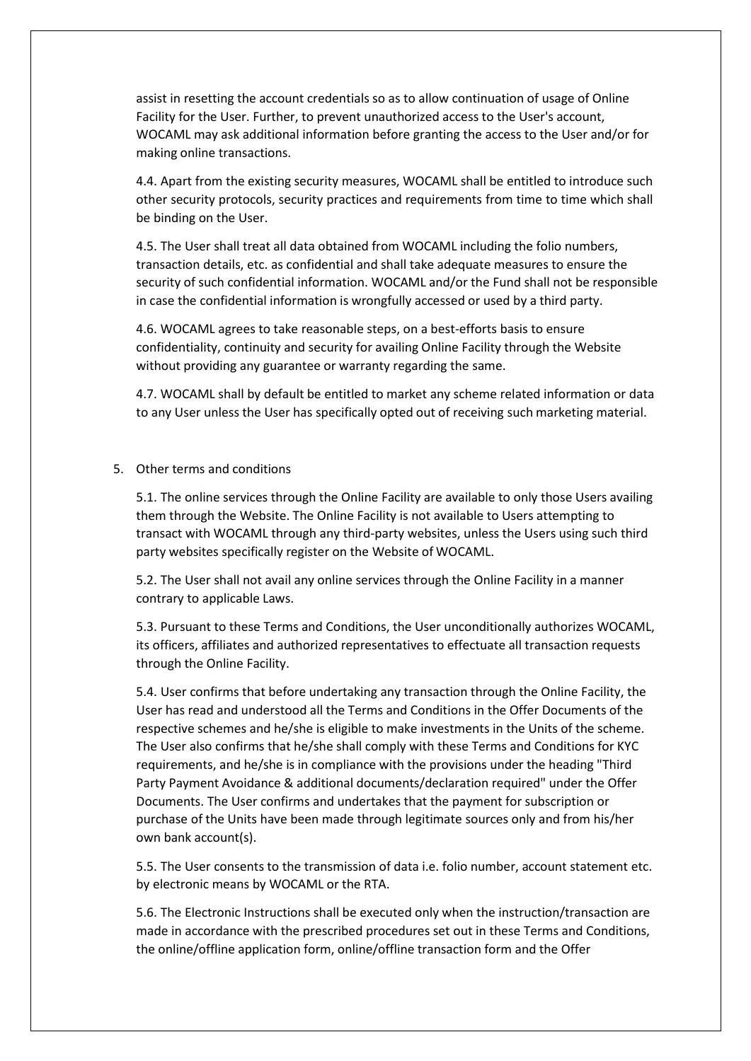assist in resetting the account credentials so as to allow continuation of usage of Online Facility for the User. Further, to prevent unauthorized access to the User's account, WOCAML may ask additional information before granting the access to the User and/or for making online transactions.

4.4. Apart from the existing security measures, WOCAML shall be entitled to introduce such other security protocols, security practices and requirements from time to time which shall be binding on the User.

4.5. The User shall treat all data obtained from WOCAML including the folio numbers, transaction details, etc. as confidential and shall take adequate measures to ensure the security of such confidential information. WOCAML and/or the Fund shall not be responsible in case the confidential information is wrongfully accessed or used by a third party.

4.6. WOCAML agrees to take reasonable steps, on a best-efforts basis to ensure confidentiality, continuity and security for availing Online Facility through the Website without providing any guarantee or warranty regarding the same.

4.7. WOCAML shall by default be entitled to market any scheme related information or data to any User unless the User has specifically opted out of receiving such marketing material.

5. Other terms and conditions

5.1. The online services through the Online Facility are available to only those Users availing them through the Website. The Online Facility is not available to Users attempting to transact with WOCAML through any third-party websites, unless the Users using such third party websites specifically register on the Website of WOCAML.

5.2. The User shall not avail any online services through the Online Facility in a manner contrary to applicable Laws.

5.3. Pursuant to these Terms and Conditions, the User unconditionally authorizes WOCAML, its officers, affiliates and authorized representatives to effectuate all transaction requests through the Online Facility.

5.4. User confirms that before undertaking any transaction through the Online Facility, the User has read and understood all the Terms and Conditions in the Offer Documents of the respective schemes and he/she is eligible to make investments in the Units of the scheme. The User also confirms that he/she shall comply with these Terms and Conditions for KYC requirements, and he/she is in compliance with the provisions under the heading "Third Party Payment Avoidance & additional documents/declaration required" under the Offer Documents. The User confirms and undertakes that the payment for subscription or purchase of the Units have been made through legitimate sources only and from his/her own bank account(s).

5.5. The User consents to the transmission of data i.e. folio number, account statement etc. by electronic means by WOCAML or the RTA.

5.6. The Electronic Instructions shall be executed only when the instruction/transaction are made in accordance with the prescribed procedures set out in these Terms and Conditions, the online/offline application form, online/offline transaction form and the Offer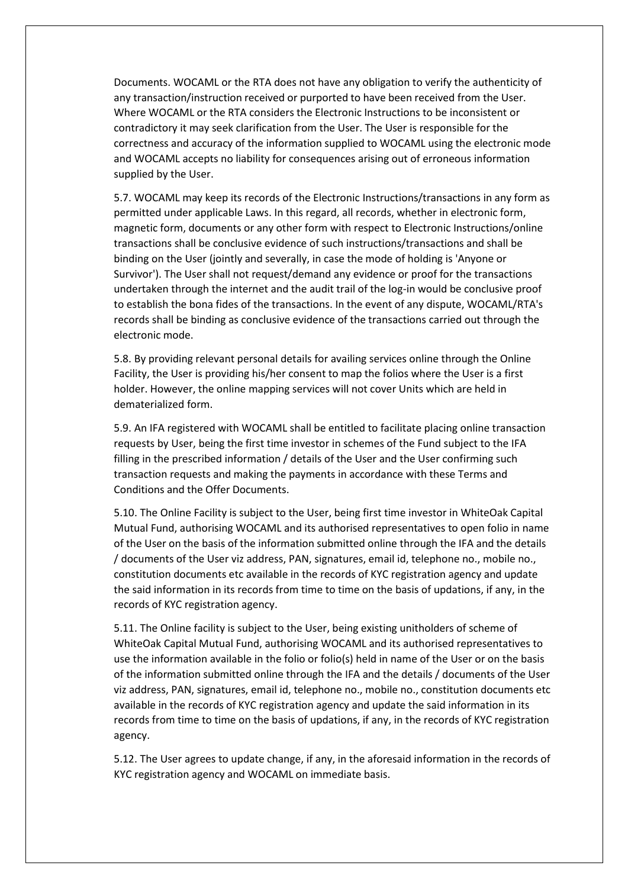Documents. WOCAML or the RTA does not have any obligation to verify the authenticity of any transaction/instruction received or purported to have been received from the User. Where WOCAML or the RTA considers the Electronic Instructions to be inconsistent or contradictory it may seek clarification from the User. The User is responsible for the correctness and accuracy of the information supplied to WOCAML using the electronic mode and WOCAML accepts no liability for consequences arising out of erroneous information supplied by the User.

5.7. WOCAML may keep its records of the Electronic Instructions/transactions in any form as permitted under applicable Laws. In this regard, all records, whether in electronic form, magnetic form, documents or any other form with respect to Electronic Instructions/online transactions shall be conclusive evidence of such instructions/transactions and shall be binding on the User (jointly and severally, in case the mode of holding is 'Anyone or Survivor'). The User shall not request/demand any evidence or proof for the transactions undertaken through the internet and the audit trail of the log-in would be conclusive proof to establish the bona fides of the transactions. In the event of any dispute, WOCAML/RTA's records shall be binding as conclusive evidence of the transactions carried out through the electronic mode.

5.8. By providing relevant personal details for availing services online through the Online Facility, the User is providing his/her consent to map the folios where the User is a first holder. However, the online mapping services will not cover Units which are held in dematerialized form.

5.9. An IFA registered with WOCAML shall be entitled to facilitate placing online transaction requests by User, being the first time investor in schemes of the Fund subject to the IFA filling in the prescribed information / details of the User and the User confirming such transaction requests and making the payments in accordance with these Terms and Conditions and the Offer Documents.

5.10. The Online Facility is subject to the User, being first time investor in WhiteOak Capital Mutual Fund, authorising WOCAML and its authorised representatives to open folio in name of the User on the basis of the information submitted online through the IFA and the details / documents of the User viz address, PAN, signatures, email id, telephone no., mobile no., constitution documents etc available in the records of KYC registration agency and update the said information in its records from time to time on the basis of updations, if any, in the records of KYC registration agency.

5.11. The Online facility is subject to the User, being existing unitholders of scheme of WhiteOak Capital Mutual Fund, authorising WOCAML and its authorised representatives to use the information available in the folio or folio(s) held in name of the User or on the basis of the information submitted online through the IFA and the details / documents of the User viz address, PAN, signatures, email id, telephone no., mobile no., constitution documents etc available in the records of KYC registration agency and update the said information in its records from time to time on the basis of updations, if any, in the records of KYC registration agency.

5.12. The User agrees to update change, if any, in the aforesaid information in the records of KYC registration agency and WOCAML on immediate basis.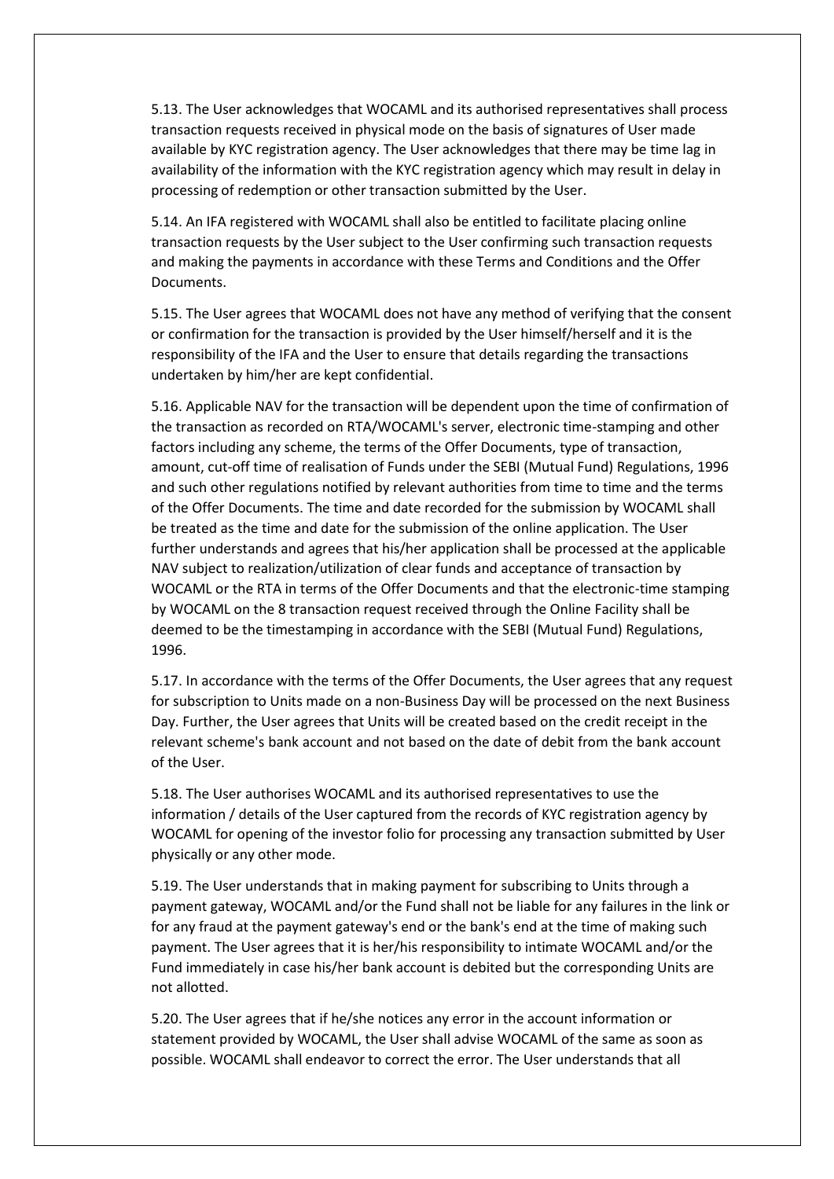5.13. The User acknowledges that WOCAML and its authorised representatives shall process transaction requests received in physical mode on the basis of signatures of User made available by KYC registration agency. The User acknowledges that there may be time lag in availability of the information with the KYC registration agency which may result in delay in processing of redemption or other transaction submitted by the User.

5.14. An IFA registered with WOCAML shall also be entitled to facilitate placing online transaction requests by the User subject to the User confirming such transaction requests and making the payments in accordance with these Terms and Conditions and the Offer Documents.

5.15. The User agrees that WOCAML does not have any method of verifying that the consent or confirmation for the transaction is provided by the User himself/herself and it is the responsibility of the IFA and the User to ensure that details regarding the transactions undertaken by him/her are kept confidential.

5.16. Applicable NAV for the transaction will be dependent upon the time of confirmation of the transaction as recorded on RTA/WOCAML's server, electronic time-stamping and other factors including any scheme, the terms of the Offer Documents, type of transaction, amount, cut-off time of realisation of Funds under the SEBI (Mutual Fund) Regulations, 1996 and such other regulations notified by relevant authorities from time to time and the terms of the Offer Documents. The time and date recorded for the submission by WOCAML shall be treated as the time and date for the submission of the online application. The User further understands and agrees that his/her application shall be processed at the applicable NAV subject to realization/utilization of clear funds and acceptance of transaction by WOCAML or the RTA in terms of the Offer Documents and that the electronic-time stamping by WOCAML on the 8 transaction request received through the Online Facility shall be deemed to be the timestamping in accordance with the SEBI (Mutual Fund) Regulations, 1996.

5.17. In accordance with the terms of the Offer Documents, the User agrees that any request for subscription to Units made on a non-Business Day will be processed on the next Business Day. Further, the User agrees that Units will be created based on the credit receipt in the relevant scheme's bank account and not based on the date of debit from the bank account of the User.

5.18. The User authorises WOCAML and its authorised representatives to use the information / details of the User captured from the records of KYC registration agency by WOCAML for opening of the investor folio for processing any transaction submitted by User physically or any other mode.

5.19. The User understands that in making payment for subscribing to Units through a payment gateway, WOCAML and/or the Fund shall not be liable for any failures in the link or for any fraud at the payment gateway's end or the bank's end at the time of making such payment. The User agrees that it is her/his responsibility to intimate WOCAML and/or the Fund immediately in case his/her bank account is debited but the corresponding Units are not allotted.

5.20. The User agrees that if he/she notices any error in the account information or statement provided by WOCAML, the User shall advise WOCAML of the same as soon as possible. WOCAML shall endeavor to correct the error. The User understands that all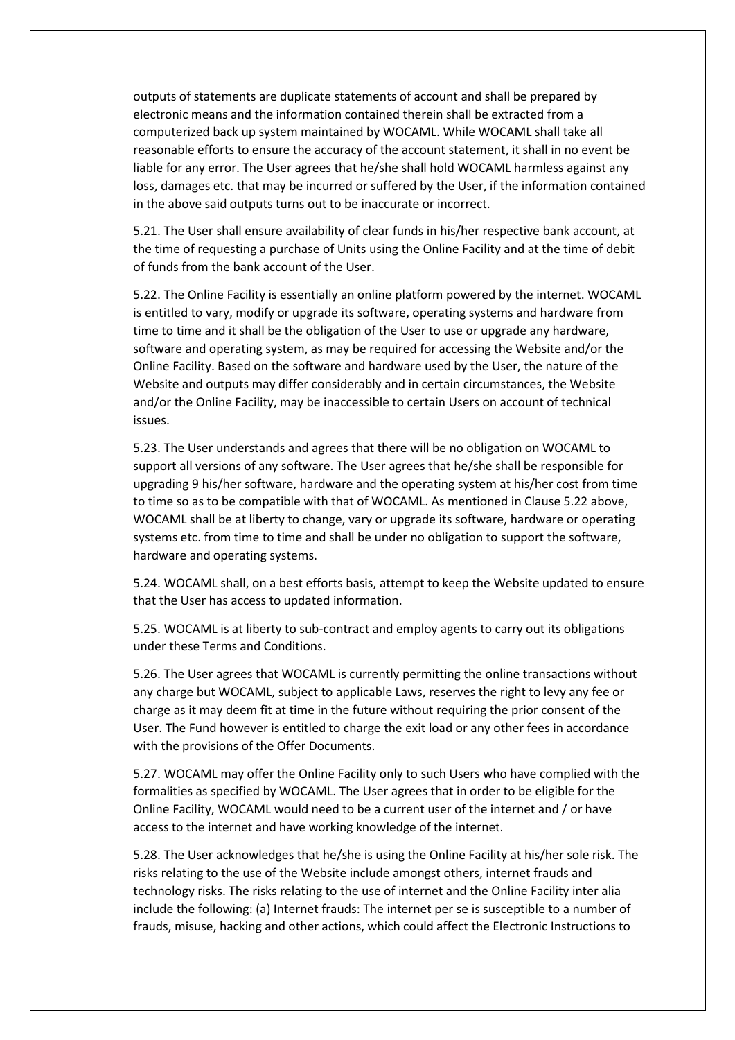outputs of statements are duplicate statements of account and shall be prepared by electronic means and the information contained therein shall be extracted from a computerized back up system maintained by WOCAML. While WOCAML shall take all reasonable efforts to ensure the accuracy of the account statement, it shall in no event be liable for any error. The User agrees that he/she shall hold WOCAML harmless against any loss, damages etc. that may be incurred or suffered by the User, if the information contained in the above said outputs turns out to be inaccurate or incorrect.

5.21. The User shall ensure availability of clear funds in his/her respective bank account, at the time of requesting a purchase of Units using the Online Facility and at the time of debit of funds from the bank account of the User.

5.22. The Online Facility is essentially an online platform powered by the internet. WOCAML is entitled to vary, modify or upgrade its software, operating systems and hardware from time to time and it shall be the obligation of the User to use or upgrade any hardware, software and operating system, as may be required for accessing the Website and/or the Online Facility. Based on the software and hardware used by the User, the nature of the Website and outputs may differ considerably and in certain circumstances, the Website and/or the Online Facility, may be inaccessible to certain Users on account of technical issues.

5.23. The User understands and agrees that there will be no obligation on WOCAML to support all versions of any software. The User agrees that he/she shall be responsible for upgrading 9 his/her software, hardware and the operating system at his/her cost from time to time so as to be compatible with that of WOCAML. As mentioned in Clause 5.22 above, WOCAML shall be at liberty to change, vary or upgrade its software, hardware or operating systems etc. from time to time and shall be under no obligation to support the software, hardware and operating systems.

5.24. WOCAML shall, on a best efforts basis, attempt to keep the Website updated to ensure that the User has access to updated information.

5.25. WOCAML is at liberty to sub-contract and employ agents to carry out its obligations under these Terms and Conditions.

5.26. The User agrees that WOCAML is currently permitting the online transactions without any charge but WOCAML, subject to applicable Laws, reserves the right to levy any fee or charge as it may deem fit at time in the future without requiring the prior consent of the User. The Fund however is entitled to charge the exit load or any other fees in accordance with the provisions of the Offer Documents.

5.27. WOCAML may offer the Online Facility only to such Users who have complied with the formalities as specified by WOCAML. The User agrees that in order to be eligible for the Online Facility, WOCAML would need to be a current user of the internet and / or have access to the internet and have working knowledge of the internet.

5.28. The User acknowledges that he/she is using the Online Facility at his/her sole risk. The risks relating to the use of the Website include amongst others, internet frauds and technology risks. The risks relating to the use of internet and the Online Facility inter alia include the following: (a) Internet frauds: The internet per se is susceptible to a number of frauds, misuse, hacking and other actions, which could affect the Electronic Instructions to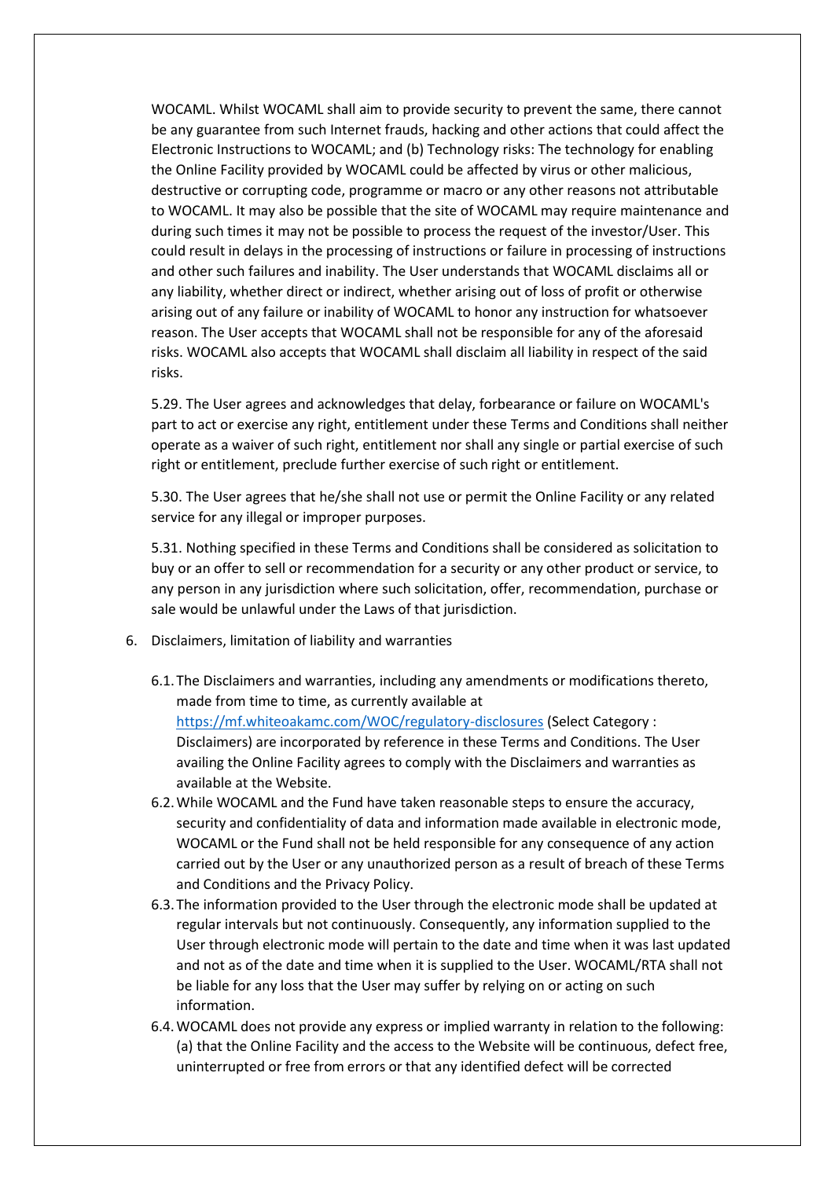WOCAML. Whilst WOCAML shall aim to provide security to prevent the same, there cannot be any guarantee from such Internet frauds, hacking and other actions that could affect the Electronic Instructions to WOCAML; and (b) Technology risks: The technology for enabling the Online Facility provided by WOCAML could be affected by virus or other malicious, destructive or corrupting code, programme or macro or any other reasons not attributable to WOCAML. It may also be possible that the site of WOCAML may require maintenance and during such times it may not be possible to process the request of the investor/User. This could result in delays in the processing of instructions or failure in processing of instructions and other such failures and inability. The User understands that WOCAML disclaims all or any liability, whether direct or indirect, whether arising out of loss of profit or otherwise arising out of any failure or inability of WOCAML to honor any instruction for whatsoever reason. The User accepts that WOCAML shall not be responsible for any of the aforesaid risks. WOCAML also accepts that WOCAML shall disclaim all liability in respect of the said risks.

5.29. The User agrees and acknowledges that delay, forbearance or failure on WOCAML's part to act or exercise any right, entitlement under these Terms and Conditions shall neither operate as a waiver of such right, entitlement nor shall any single or partial exercise of such right or entitlement, preclude further exercise of such right or entitlement.

5.30. The User agrees that he/she shall not use or permit the Online Facility or any related service for any illegal or improper purposes.

5.31. Nothing specified in these Terms and Conditions shall be considered as solicitation to buy or an offer to sell or recommendation for a security or any other product or service, to any person in any jurisdiction where such solicitation, offer, recommendation, purchase or sale would be unlawful under the Laws of that jurisdiction.

6. Disclaimers, limitation of liability and warranties

6.1. The Disclaimers and warranties, including any amendments or modifications thereto, made from time to time, as currently available at [https://mf.whiteoakamc.com/WOC/regulatory-disclosures](https://mf.whiteoakamc.com/WOC/regulatory-disclosures) (Select Category : Disclaimers) are incorporated by reference in these Terms and Conditions. The User availing the Online Facility agrees to comply with the Disclaimers and warranties as available at the Website.

6.2. While WOCAML and the Fund have taken reasonable steps to ensure the accuracy, security and confidentiality of data and information made available in electronic mode, WOCAML or the Fund shall not be held responsible for any consequence of any action carried out by the User or any unauthorized person as a result of breach of these Terms and Conditions and the Privacy Policy.

6.3. The information provided to the User through the electronic mode shall be updated at regular intervals but not continuously. Consequently, any information supplied to the User through electronic mode will pertain to the date and time when it was last updated and not as of the date and time when it is supplied to the User. WOCAML/RTA shall not be liable for any loss that the User may suffer by relying on or acting on such information.

6.4. WOCAML does not provide any express or implied warranty in relation to the following: (a) that the Online Facility and the access to the Website will be continuous, defect free, uninterrupted or free from errors or that any identified defect will be corrected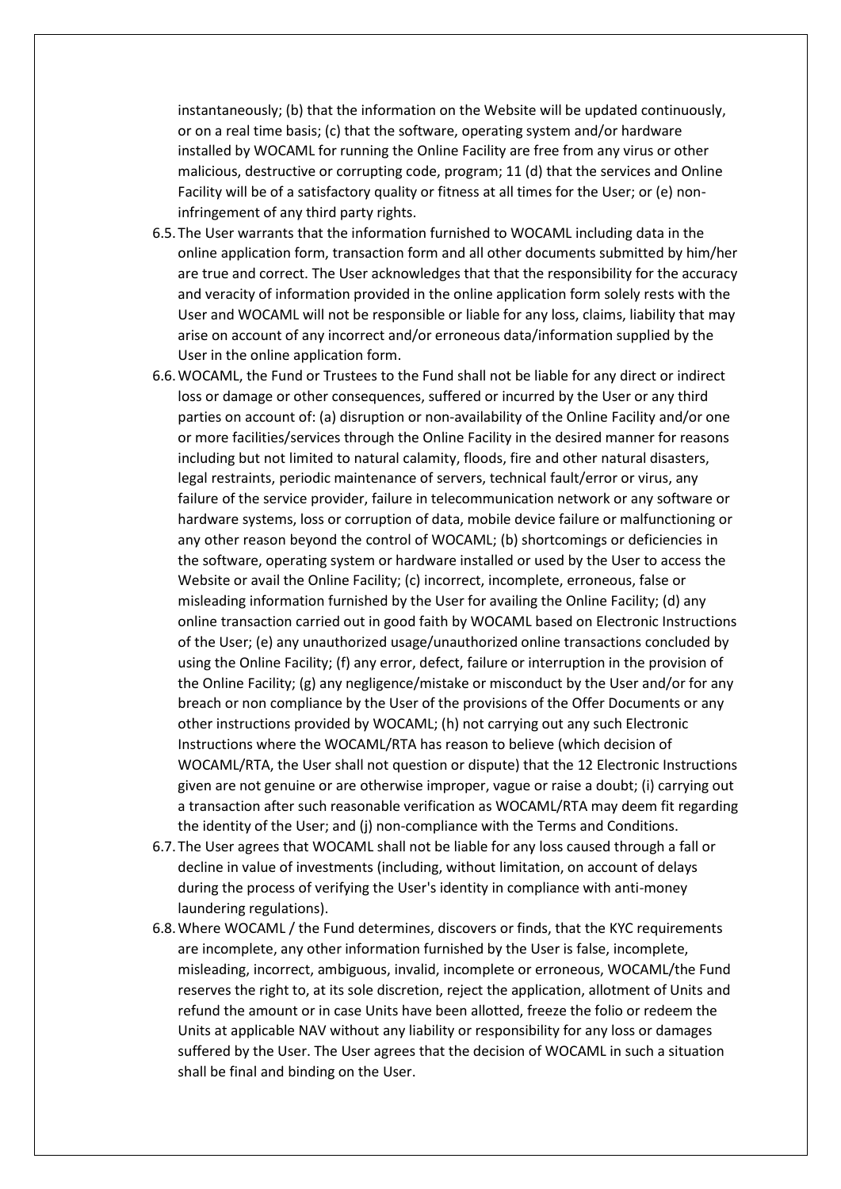instantaneously; (b) that the information on the Website will be updated continuously, or on a real time basis; (c) that the software, operating system and/or hardware installed by WOCAML for running the Online Facility are free from any virus or other malicious, destructive or corrupting code, program; 11 (d) that the services and Online Facility will be of a satisfactory quality or fitness at all times for the User; or (e) non-infringement of any third party rights.

6.5. The User warrants that the information furnished to WOCAML including data in the online application form, transaction form and all other documents submitted by him/her are true and correct. The User acknowledges that that the responsibility for the accuracy and veracity of information provided in the online application form solely rests with the User and WOCAML will not be responsible or liable for any loss, claims, liability that may arise on account of any incorrect and/or erroneous data/information supplied by the User in the online application form.

6.6. WOCAML, the Fund or Trustees to the Fund shall not be liable for any direct or indirect loss or damage or other consequences, suffered or incurred by the User or any third parties on account of: (a) disruption or non-availability of the Online Facility and/or one or more facilities/services through the Online Facility in the desired manner for reasons including but not limited to natural calamity, floods, fire and other natural disasters, legal restraints, periodic maintenance of servers, technical fault/error or virus, any failure of the service provider, failure in telecommunication network or any software or hardware systems, loss or corruption of data, mobile device failure or malfunctioning or any other reason beyond the control of WOCAML; (b) shortcomings or deficiencies in the software, operating system or hardware installed or used by the User to access the Website or avail the Online Facility; (c) incorrect, incomplete, erroneous, false or misleading information furnished by the User for availing the Online Facility; (d) any online transaction carried out in good faith by WOCAML based on Electronic Instructions of the User; (e) any unauthorized usage/unauthorized online transactions concluded by using the Online Facility; (f) any error, defect, failure or interruption in the provision of the Online Facility; (g) any negligence/mistake or misconduct by the User and/or for any breach or non compliance by the User of the provisions of the Offer Documents or any other instructions provided by WOCAML; (h) not carrying out any such Electronic Instructions where the WOCAML/RTA has reason to believe (which decision of WOCAML/RTA, the User shall not question or dispute) that the 12 Electronic Instructions given are not genuine or are otherwise improper, vague or raise a doubt; (i) carrying out a transaction after such reasonable verification as WOCAML/RTA may deem fit regarding the identity of the User; and (j) non-compliance with the Terms and Conditions.

6.7. The User agrees that WOCAML shall not be liable for any loss caused through a fall or decline in value of investments (including, without limitation, on account of delays during the process of verifying the User's identity in compliance with anti-money laundering regulations).

6.8. Where WOCAML / the Fund determines, discovers or finds, that the KYC requirements are incomplete, any other information furnished by the User is false, incomplete, misleading, incorrect, ambiguous, invalid, incomplete or erroneous, WOCAML/the Fund reserves the right to, at its sole discretion, reject the application, allotment of Units and refund the amount or in case Units have been allotted, freeze the folio or redeem the Units at applicable NAV without any liability or responsibility for any loss or damages suffered by the User. The User agrees that the decision of WOCAML in such a situation shall be final and binding on the User.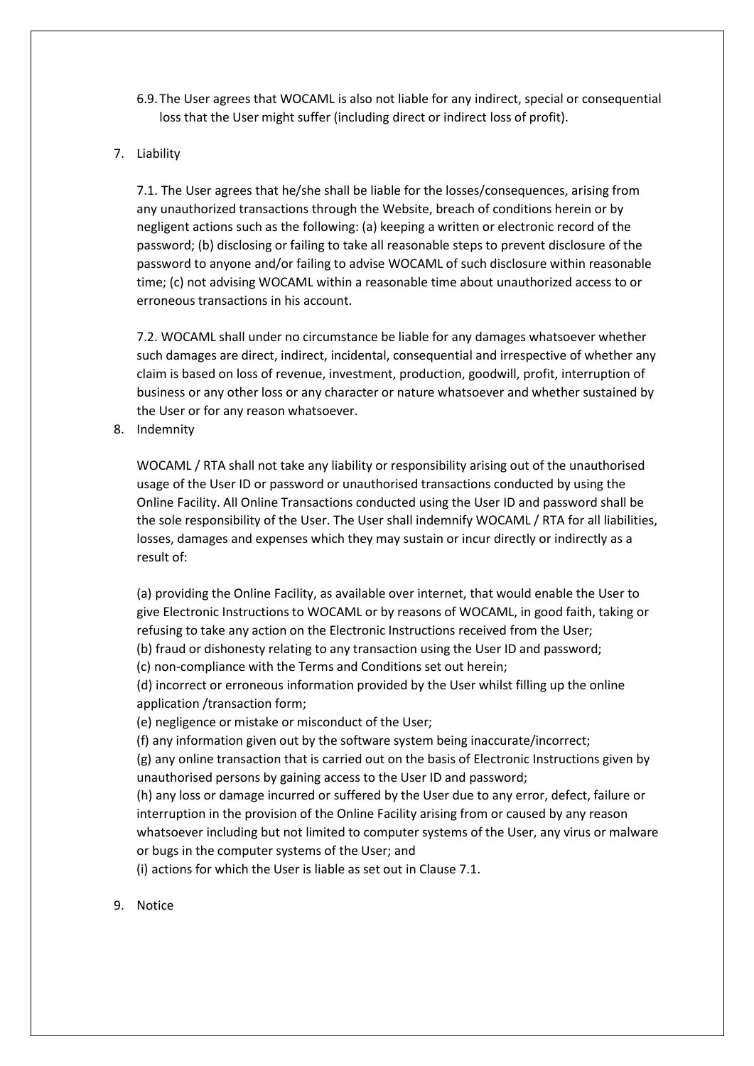6.9. The User agrees that WOCAML is also not liable for any indirect, special or consequential loss that the User might suffer (including direct or indirect loss of profit).

7. Liability

7.1. The User agrees that he/she shall be liable for the losses/consequences, arising from any unauthorized transactions through the Website, breach of conditions herein or by negligent actions such as the following: (a) keeping a written or electronic record of the password; (b) disclosing or failing to take all reasonable steps to prevent disclosure of the password to anyone and/or failing to advise WOCAML of such disclosure within reasonable time; (c) not advising WOCAML within a reasonable time about unauthorized access to or erroneous transactions in his account.

7.2. WOCAML shall under no circumstance be liable for any damages whatsoever whether such damages are direct, indirect, incidental, consequential and irrespective of whether any claim is based on loss of revenue, investment, production, goodwill, profit, interruption of business or any other loss or any character or nature whatsoever and whether sustained by the User or for any reason whatsoever.

8. Indemnity

WOCAML / RTA shall not take any liability or responsibility arising out of the unauthorised usage of the User ID or password or unauthorised transactions conducted by using the Online Facility. All Online Transactions conducted using the User ID and password shall be the sole responsibility of the User. The User shall indemnify WOCAML / RTA for all liabilities, losses, damages and expenses which they may sustain or incur directly or indirectly as a result of:

(a) providing the Online Facility, as available over internet, that would enable the User to give Electronic Instructions to WOCAML or by reasons of WOCAML, in good faith, taking or refusing to take any action on the Electronic Instructions received from the User;
(b) fraud or dishonesty relating to any transaction using the User ID and password;
(c) non-compliance with the Terms and Conditions set out herein;
(d) incorrect or erroneous information provided by the User whilst filling up the online application /transaction form;
(e) negligence or mistake or misconduct of the User;
(f) any information given out by the software system being inaccurate/incorrect;
(g) any online transaction that is carried out on the basis of Electronic Instructions given by unauthorised persons by gaining access to the User ID and password;
(h) any loss or damage incurred or suffered by the User due to any error, defect, failure or interruption in the provision of the Online Facility arising from or caused by any reason whatsoever including but not limited to computer systems of the User, any virus or malware or bugs in the computer systems of the User; and
(i) actions for which the User is liable as set out in Clause 7.1.

9. Notice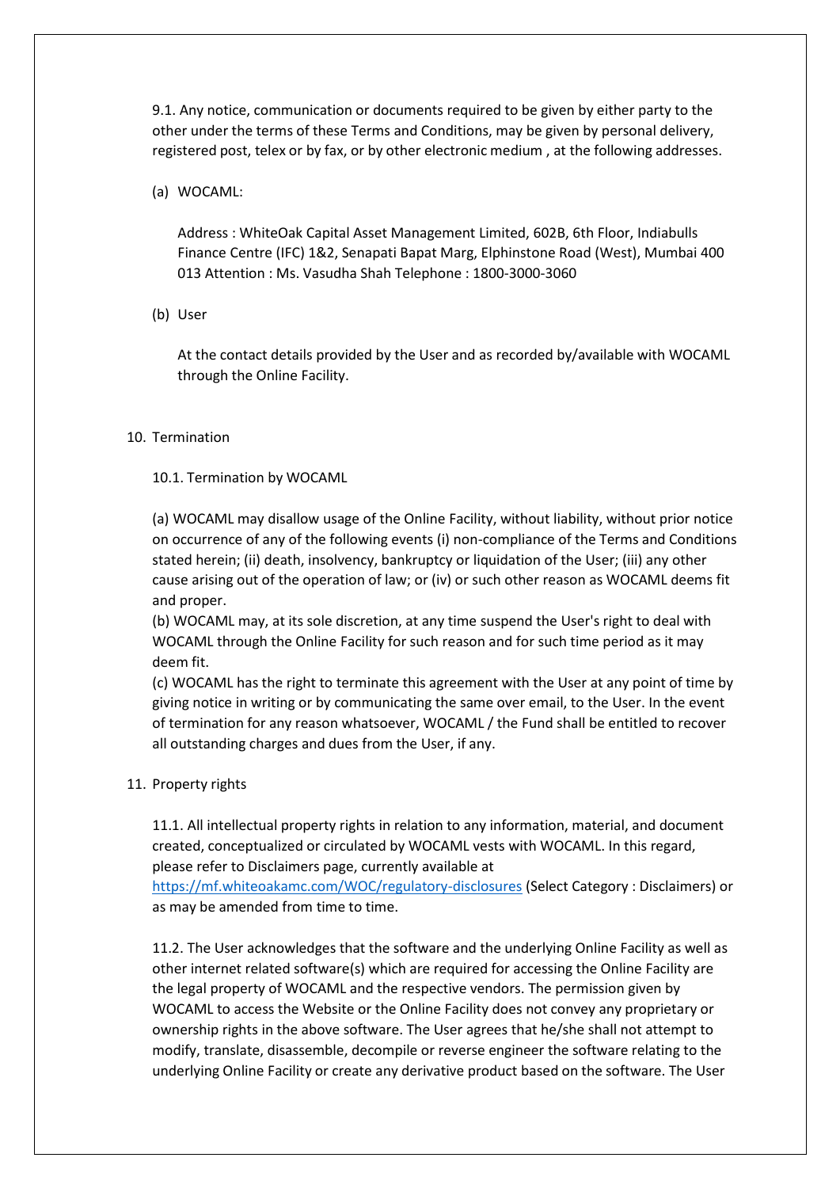9.1. Any notice, communication or documents required to be given by either party to the other under the terms of these Terms and Conditions, may be given by personal delivery, registered post, telex or by fax, or by other electronic medium , at the following addresses.

(a) WOCAML:

Address : WhiteOak Capital Asset Management Limited, 602B, 6th Floor, Indiabulls Finance Centre (IFC) 1&2, Senapati Bapat Marg, Elphinstone Road (West), Mumbai 400 013 Attention : Ms. Vasudha Shah Telephone : 1800-3000-3060

(b) User

At the contact details provided by the User and as recorded by/available with WOCAML through the Online Facility.

10. Termination

10.1. Termination by WOCAML

(a) WOCAML may disallow usage of the Online Facility, without liability, without prior notice on occurrence of any of the following events (i) non-compliance of the Terms and Conditions stated herein; (ii) death, insolvency, bankruptcy or liquidation of the User; (iii) any other cause arising out of the operation of law; or (iv) or such other reason as WOCAML deems fit and proper.

(b) WOCAML may, at its sole discretion, at any time suspend the User's right to deal with WOCAML through the Online Facility for such reason and for such time period as it may deem fit.

(c) WOCAML has the right to terminate this agreement with the User at any point of time by giving notice in writing or by communicating the same over email, to the User. In the event of termination for any reason whatsoever, WOCAML / the Fund shall be entitled to recover all outstanding charges and dues from the User, if any.

11. Property rights

11.1. All intellectual property rights in relation to any information, material, and document created, conceptualized or circulated by WOCAML vests with WOCAML. In this regard, please refer to Disclaimers page, currently available at https://mf.whiteoakamc.com/WOC/regulatory-disclosures (Select Category : Disclaimers) or as may be amended from time to time.

11.2. The User acknowledges that the software and the underlying Online Facility as well as other internet related software(s) which are required for accessing the Online Facility are the legal property of WOCAML and the respective vendors. The permission given by WOCAML to access the Website or the Online Facility does not convey any proprietary or ownership rights in the above software. The User agrees that he/she shall not attempt to modify, translate, disassemble, decompile or reverse engineer the software relating to the underlying Online Facility or create any derivative product based on the software. The User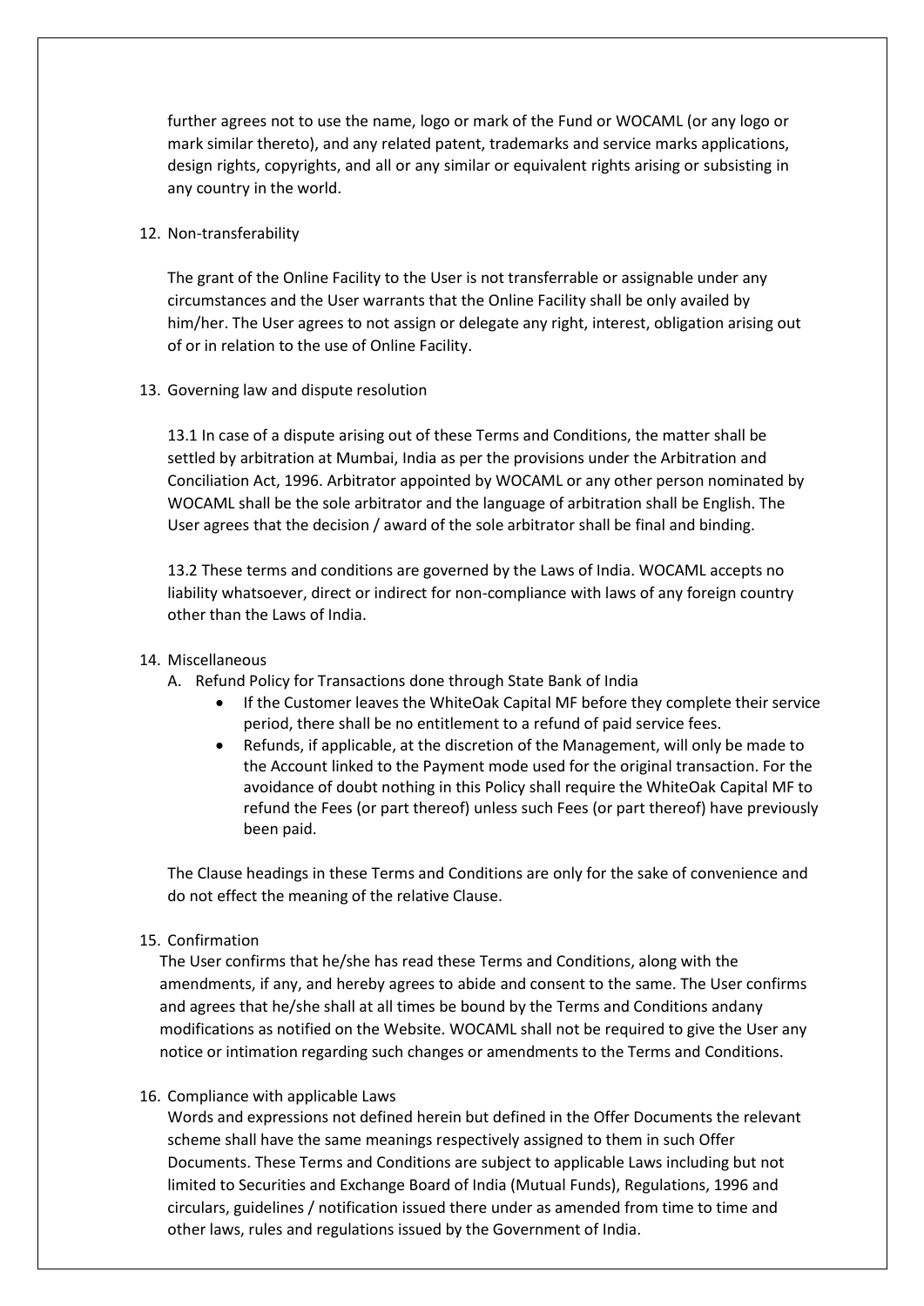further agrees not to use the name, logo or mark of the Fund or WOCAML (or any logo or mark similar thereto), and any related patent, trademarks and service marks applications, design rights, copyrights, and all or any similar or equivalent rights arising or subsisting in any country in the world.

12. Non-transferability

    The grant of the Online Facility to the User is not transferrable or assignable under any circumstances and the User warrants that the Online Facility shall be only availed by him/her. The User agrees to not assign or delegate any right, interest, obligation arising out of or in relation to the use of Online Facility.

13. Governing law and dispute resolution

    13.1 In case of a dispute arising out of these Terms and Conditions, the matter shall be settled by arbitration at Mumbai, India as per the provisions under the Arbitration and Conciliation Act, 1996. Arbitrator appointed by WOCAML or any other person nominated by WOCAML shall be the sole arbitrator and the language of arbitration shall be English. The User agrees that the decision / award of the sole arbitrator shall be final and binding.

    13.2 These terms and conditions are governed by the Laws of India. WOCAML accepts no liability whatsoever, direct or indirect for non-compliance with laws of any foreign country other than the Laws of India.

14. Miscellaneous

    A. Refund Policy for Transactions done through State Bank of India
        - If the Customer leaves the WhiteOak Capital MF before they complete their service period, there shall be no entitlement to a refund of paid service fees.
        - Refunds, if applicable, at the discretion of the Management, will only be made to the Account linked to the Payment mode used for the original transaction. For the avoidance of doubt nothing in this Policy shall require the WhiteOak Capital MF to refund the Fees (or part thereof) unless such Fees (or part thereof) have previously been paid.

    The Clause headings in these Terms and Conditions are only for the sake of convenience and do not effect the meaning of the relative Clause.

15. Confirmation

    The User confirms that he/she has read these Terms and Conditions, along with the amendments, if any, and hereby agrees to abide and consent to the same. The User confirms and agrees that he/she shall at all times be bound by the Terms and Conditions andany modifications as notified on the Website. WOCAML shall not be required to give the User any notice or intimation regarding such changes or amendments to the Terms and Conditions.

16. Compliance with applicable Laws

    Words and expressions not defined herein but defined in the Offer Documents the relevant scheme shall have the same meanings respectively assigned to them in such Offer Documents. These Terms and Conditions are subject to applicable Laws including but not limited to Securities and Exchange Board of India (Mutual Funds), Regulations, 1996 and circulars, guidelines / notification issued there under as amended from time to time and other laws, rules and regulations issued by the Government of India.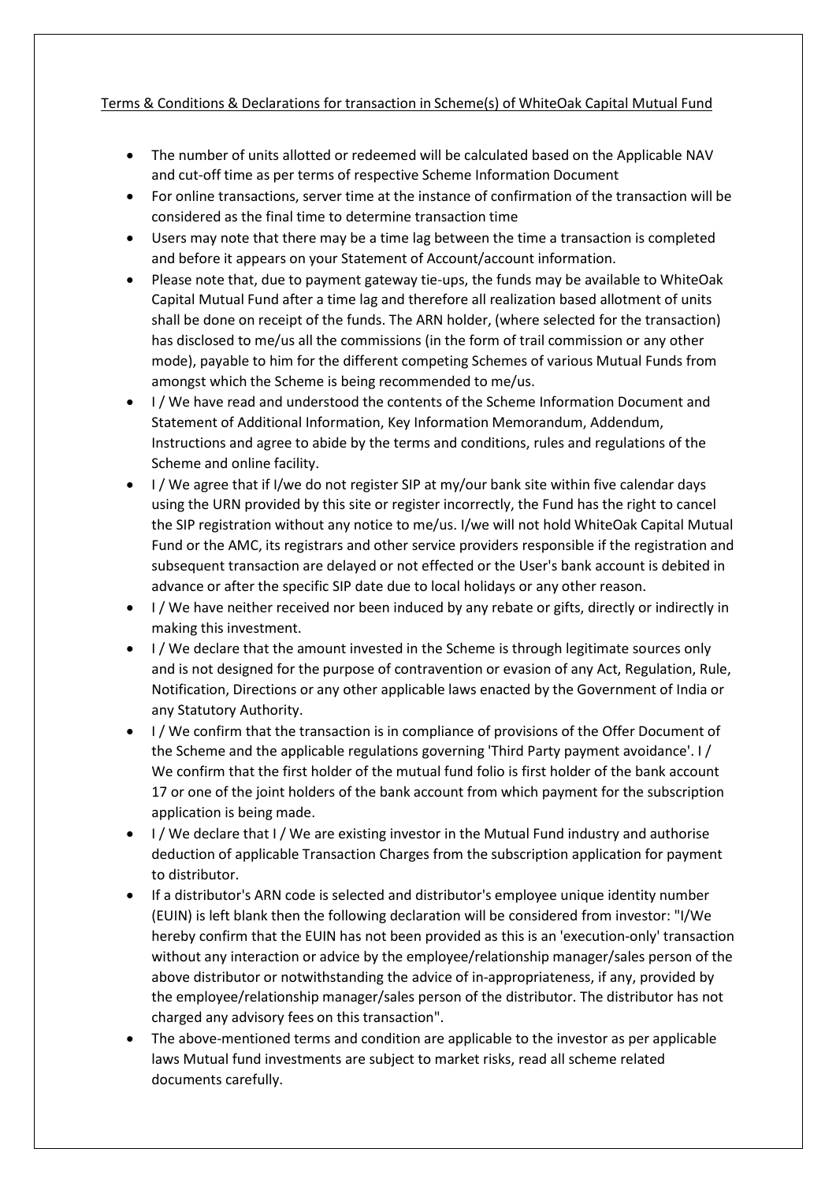Terms & Conditions & Declarations for transaction in Scheme(s) of WhiteOak Capital Mutual Fund

- The number of units allotted or redeemed will be calculated based on the Applicable NAV and cut-off time as per terms of respective Scheme Information Document
- For online transactions, server time at the instance of confirmation of the transaction will be considered as the final time to determine transaction time
- Users may note that there may be a time lag between the time a transaction is completed and before it appears on your Statement of Account/account information.
- Please note that, due to payment gateway tie-ups, the funds may be available to WhiteOak Capital Mutual Fund after a time lag and therefore all realization based allotment of units shall be done on receipt of the funds. The ARN holder, (where selected for the transaction) has disclosed to me/us all the commissions (in the form of trail commission or any other mode), payable to him for the different competing Schemes of various Mutual Funds from amongst which the Scheme is being recommended to me/us.
- I / We have read and understood the contents of the Scheme Information Document and Statement of Additional Information, Key Information Memorandum, Addendum, Instructions and agree to abide by the terms and conditions, rules and regulations of the Scheme and online facility.
- I / We agree that if I/we do not register SIP at my/our bank site within five calendar days using the URN provided by this site or register incorrectly, the Fund has the right to cancel the SIP registration without any notice to me/us. I/we will not hold WhiteOak Capital Mutual Fund or the AMC, its registrars and other service providers responsible if the registration and subsequent transaction are delayed or not effected or the User's bank account is debited in advance or after the specific SIP date due to local holidays or any other reason.
- I / We have neither received nor been induced by any rebate or gifts, directly or indirectly in making this investment.
- I / We declare that the amount invested in the Scheme is through legitimate sources only and is not designed for the purpose of contravention or evasion of any Act, Regulation, Rule, Notification, Directions or any other applicable laws enacted by the Government of India or any Statutory Authority.
- I / We confirm that the transaction is in compliance of provisions of the Offer Document of the Scheme and the applicable regulations governing 'Third Party payment avoidance'. I / We confirm that the first holder of the mutual fund folio is first holder of the bank account 17 or one of the joint holders of the bank account from which payment for the subscription application is being made.
- I / We declare that I / We are existing investor in the Mutual Fund industry and authorise deduction of applicable Transaction Charges from the subscription application for payment to distributor.
- If a distributor's ARN code is selected and distributor's employee unique identity number (EUIN) is left blank then the following declaration will be considered from investor: "I/We hereby confirm that the EUIN has not been provided as this is an 'execution-only' transaction without any interaction or advice by the employee/relationship manager/sales person of the above distributor or notwithstanding the advice of in-appropriateness, if any, provided by the employee/relationship manager/sales person of the distributor. The distributor has not charged any advisory fees on this transaction".
- The above-mentioned terms and condition are applicable to the investor as per applicable laws Mutual fund investments are subject to market risks, read all scheme related documents carefully.